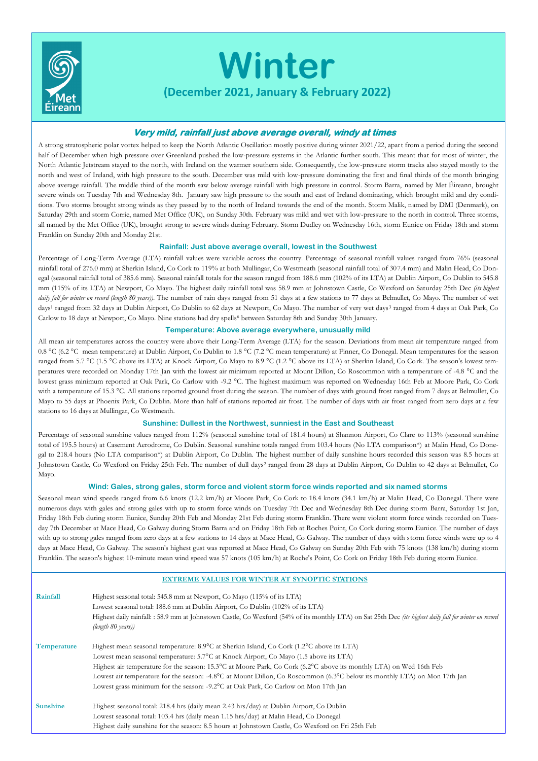# Winter

## (December 2021, January & February 2022)

### *Very mild, rainfall just above average overall, windy at times*

A strong stratospheric polar vortex helped to keep the North Atlantic Oscillation mostly positive during winter 2021/22, apart from a period during the second half of December when high pressure over Greenland pushed the low-pressure systems in the Atlantic further south. This meant that for most of winter, the North Atlantic Jetstream stayed to the north, with Ireland on the warmer southern side. Consequently, the low-pressure storm tracks also stayed mostly to the north and west of Ireland, with high pressure to the south. December was mild with low-pressure dominating the first and final thirds of the month bringing above average rainfall. The middle third of the month saw below average rainfall with high pressure in control. Storm Barra, named by Met Éireann, brought severe winds on Tuesday 7th and Wednesday 8th. January saw high pressure to the south and east of Ireland dominating, which brought mild and dry conditions. Two storms brought strong winds as they passed by to the north of Ireland towards the end of the month. Storm Malik, named by DMI (Denmark), on Saturday 29th and storm Corrie, named Met Office (UK), on Sunday 30th. February was mild and wet with low-pressure to the north in control. Three storms, all named by the Met Office (UK), brought strong to severe winds during February. Storm Dudley on Wednesday 16th, storm Eunice on Friday 18th and storm Franklin on Sunday 20th and Monday 21st.

### Rainfall: Just above average overall, lowest in the Southwest

Percentage of Long-Term Average (LTA) rainfall values were variable across the country. Percentage of seasonal rainfall values ranged from 76% (seasonal rainfall total of 276.0 mm) at Sherkin Island, Co Cork to 119% at both Mullingar, Co Westmeath (seasonal rainfall total of 307.4 mm) and Malin Head, Co Donegal (seasonal rainfall total of 385.6 mm). Seasonal rainfall totals for the season ranged from 188.6 mm (102% of its LTA) at Dublin Airport, Co Dublin to 545.8 mm (115% of its LTA) at Newport, Co Mayo. The highest daily rainfall total was 58.9 mm at Johnstown Castle, Co Wexford on Saturday 25th Dec *(its highest daily fall for winter on record (length 80 years)).* The number of rain days ranged from 51 days at a few stations to 77 days at Belmullet, Co Mayo. The number of wet days[1] ranged from 32 days at Dublin Airport, Co Dublin to 62 days at Newport, Co Mayo. The number of very wet days[3] ranged from 4 days at Oak Park, Co Carlow to 18 days at Newport, Co Mayo. Nine stations had dry spells[6] between Saturday 8th and Sunday 30th January.

### Temperature: Above average everywhere, unusually mild

All mean air temperatures across the country were above their Long-Term Average (LTA) for the season. Deviations from mean air temperature ranged from 0.8 °C (6.2 °C mean temperature) at Dublin Airport, Co Dublin to 1.8 °C (7.2 °C mean temperature) at Finner, Co Donegal. Mean temperatures for the season ranged from 5.7 °C (1.5 °C above its LTA) at Knock Airport, Co Mayo to 8.9 °C (1.2 °C above its LTA) at Sherkin Island, Co Cork. The season's lowest temperatures were recorded on Monday 17th Jan with the lowest air minimum reported at Mount Dillon, Co Roscommon with a temperature of -4.8 °C and the lowest grass minimum reported at Oak Park, Co Carlow with -9.2 °C. The highest maximum was reported on Wednesday 16th Feb at Moore Park, Co Cork with a temperature of 15.3 °C. All stations reported ground frost during the season. The number of days with ground frost ranged from 7 days at Belmullet, Co Mayo to 55 days at Phoenix Park, Co Dublin. More than half of stations reported air frost. The number of days with air frost ranged from zero days at a few stations to 16 days at Mullingar, Co Westmeath.

### Sunshine: Dullest in the Northwest, sunniest in the East and Southeast

Percentage of seasonal sunshine values ranged from 112% (seasonal sunshine total of 181.4 hours) at Shannon Airport, Co Clare to 113% (seasonal sunshine total of 195.5 hours) at Casement Aerodrome, Co Dublin. Seasonal sunshine totals ranged from 103.4 hours (No LTA comparison*) at Malin Head, Co Donegal to 218.4 hours (No LTA comparison*) at Dublin Airport, Co Dublin. The highest number of daily sunshine hours recorded this season was 8.5 hours at Johnstown Castle, Co Wexford on Friday 25th Feb. The number of dull days[2] ranged from 28 days at Dublin Airport, Co Dublin to 42 days at Belmullet, Co Mayo.

### Wind: Gales, strong gales, storm force and violent storm force winds reported and six named storms

Seasonal mean wind speeds ranged from 6.6 knots (12.2 km/h) at Moore Park, Co Cork to 18.4 knots (34.1 km/h) at Malin Head, Co Donegal. There were numerous days with gales and strong gales with up to storm force winds on Tuesday 7th Dec and Wednesday 8th Dec during storm Barra, Saturday 1st Jan, Friday 18th Feb during storm Eunice, Sunday 20th Feb and Monday 21st Feb during storm Franklin. There were violent storm force winds recorded on Tuesday 7th December at Mace Head, Co Galway during Storm Barra and on Friday 18th Feb at Roches Point, Co Cork during storm Eunice. The number of days with up to strong gales ranged from zero days at a few stations to 14 days at Mace Head, Co Galway. The number of days with storm force winds were up to 4 days at Mace Head, Co Galway. The season's highest gust was reported at Mace Head, Co Galway on Sunday 20th Feb with 75 knots (138 km/h) during storm Franklin. The season's highest 10-minute mean wind speed was 57 knots (105 km/h) at Roche's Point, Co Cork on Friday 18th Feb during storm Eunice.

### EXTREME VALUES FOR WINTER AT SYNOPTIC STATIONS

| | |
|---|---|
| **Rainfall** | Highest seasonal total: 545.8 mm at Newport, Co Mayo (115% of its LTA)<br>Lowest seasonal total: 188.6 mm at Dublin Airport, Co Dublin (102% of its LTA)<br>Highest daily rainfall: : 58.9 mm at Johnstown Castle, Co Wexford (54% of its monthly LTA) on Sat 25th Dec *(its highest daily fall for winter on record (length 80 years))* |
| **Temperature** | Highest mean seasonal temperature: 8.9°C at Sherkin Island, Co Cork (1.2°C above its LTA)<br>Lowest mean seasonal temperature: 5.7°C at Knock Airport, Co Mayo (1.5 above its LTA)<br>Highest air temperature for the season: 15.3°C at Moore Park, Co Cork (6.2°C above its monthly LTA) on Wed 16th Feb<br>Lowest air temperature for the season: -4.8°C at Mount Dillon, Co Roscommon (6.3°C below its monthly LTA) on Mon 17th Jan<br>Lowest grass minimum for the season: -9.2°C at Oak Park, Co Carlow on Mon 17th Jan |
| **Sunshine** | Highest seasonal total: 218.4 hrs (daily mean 2.43 hrs/day) at Dublin Airport, Co Dublin<br>Lowest seasonal total: 103.4 hrs (daily mean 1.15 hrs/day) at Malin Head, Co Donegal<br>Highest daily sunshine for the season: 8.5 hours at Johnstown Castle, Co Wexford on Fri 25th Feb |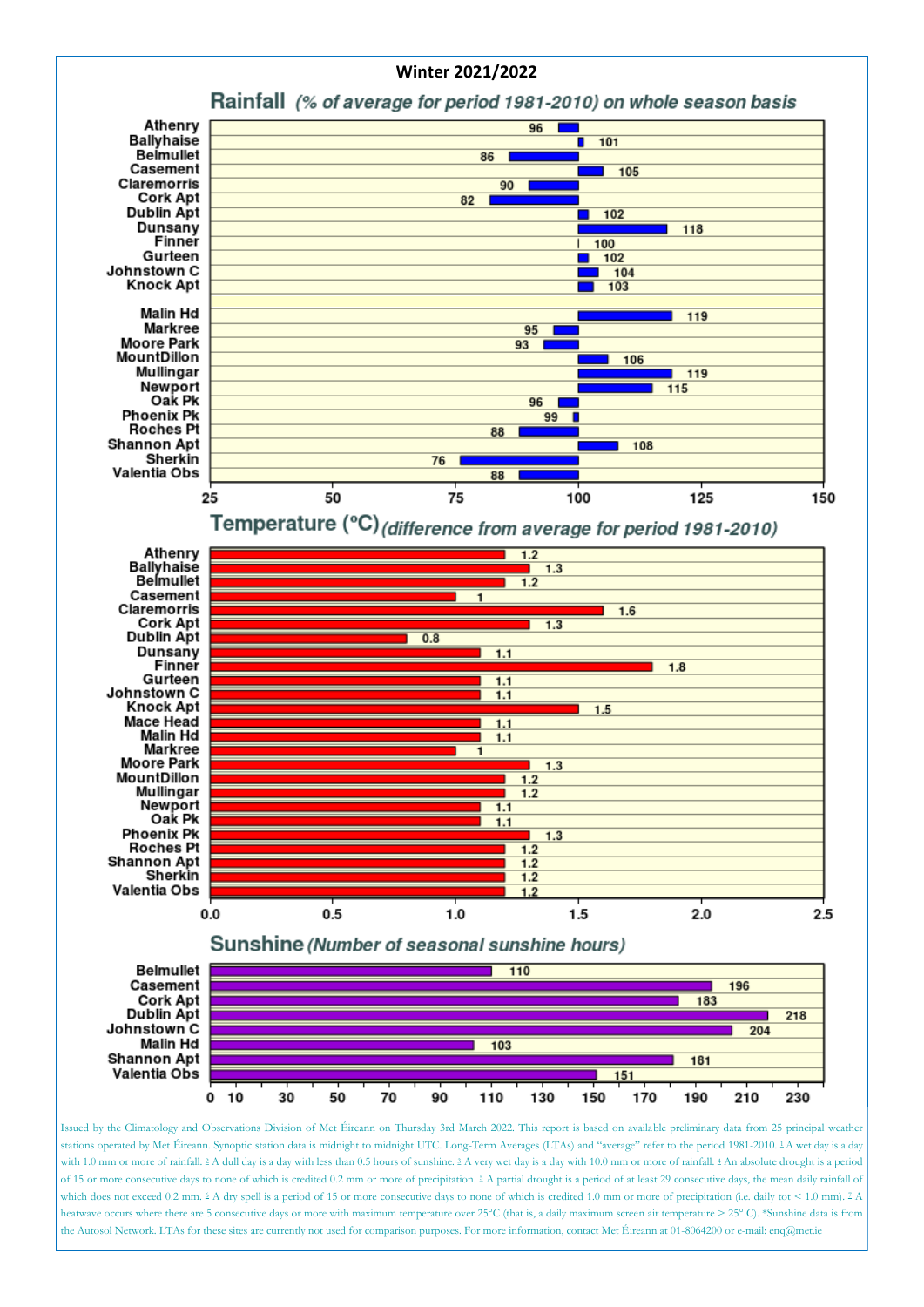**Winter 2021/2022**

## Rainfall *(% of average for period 1981-2010) on whole season basis*

Athenry 96
Ballyhaise 101
Belmullet 86
Casement 105
Claremorris 90
Cork Apt 82
Dublin Apt 102
Dunsany 118
Finner 100
Gurteen 102
Johnstown C 104
Knock Apt 103
Malin Hd 119
Markree 95
Moore Park 93
MountDillon 106
Mullingar 119
Newport 115
Oak Pk 96
Phoenix Pk 99
Roches Pt 88
Shannon Apt 108
Sherkin 76
Valentia Obs 88

25 50 75 100 125 150

## Temperature (°C) *(difference from average for period 1981-2010)*

Athenry 1.2
Ballyhaise 1.3
Belmullet 1.2
Casement 1
Claremorris 1.6
Cork Apt 1.3
Dublin Apt 0.8
Dunsany 1.1
Finner 1.8
Gurteen 1.1
Johnstown C 1.1
Knock Apt 1.5
Mace Head 1.1
Malin Hd 1.1
Markree 1
Moore Park 1.3
MountDillon 1.2
Mullingar 1.2
Newport 1.1
Oak Pk 1.1
Phoenix Pk 1.3
Roches Pt 1.2
Shannon Apt 1.2
Sherkin 1.2
Valentia Obs 1.2

0.0 0.5 1.0 1.5 2.0 2.5

## Sunshine *(Number of seasonal sunshine hours)*

Belmullet 110
Casement 196
Cork Apt 183
Dublin Apt 218
Johnstown C 204
Malin Hd 103
Shannon Apt 181
Valentia Obs 151

0 10 30 50 70 90 110 130 150 170 190 210 230

Issued by the Climatology and Observations Division of Met Éireann on Thursday 3rd March 2022. This report is based on available preliminary data from 25 principal weather stations operated by Met Éireann. Synoptic station data is midnight to midnight UTC. Long-Term Averages (LTAs) and "average" refer to the period 1981-2010. [1] A wet day is a day with 1.0 mm or more of rainfall. [2] A dull day is a day with less than 0.5 hours of sunshine. [3] A very wet day is a day with 10.0 mm or more of rainfall. [4] An absolute drought is a period of 15 or more consecutive days to none of which is credited 0.2 mm or more of precipitation. [5] A partial drought is a period of at least 29 consecutive days, the mean daily rainfall of which does not exceed 0.2 mm. [6] A dry spell is a period of 15 or more consecutive days to none of which is credited 1.0 mm or more of precipitation (i.e. daily tot < 1.0 mm). [7] A heatwave occurs where there are 5 consecutive days or more with maximum temperature over 25°C (that is, a daily maximum screen air temperature > 25° C). *Sunshine data is from the Autosol Network. LTAs for these sites are currently not used for comparison purposes. For more information, contact Met Éireann at 01-8064200 or e-mail: enq@met.ie